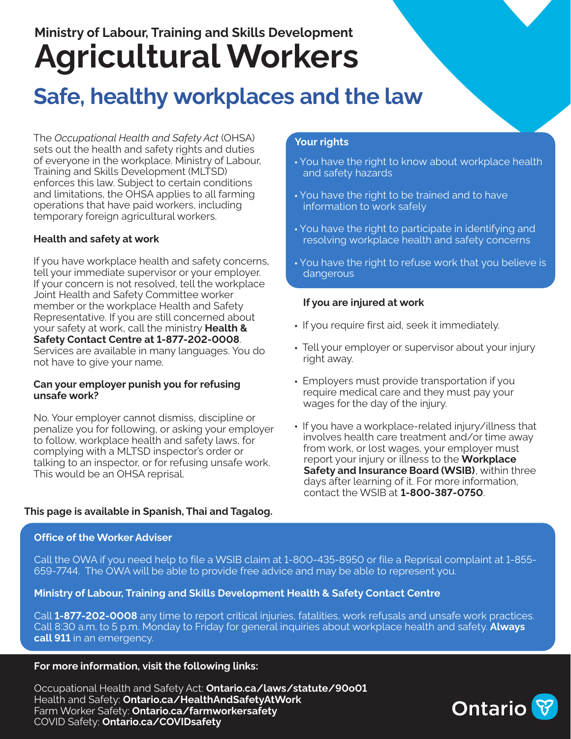Ministry of Labour, Training and Skills Development

# Agricultural Workers

## Safe, healthy workplaces and the law

The *Occupational Health and Safety Act* (OHSA) sets out the health and safety rights and duties of everyone in the workplace. Ministry of Labour, Training and Skills Development (MLTSD) enforces this law. Subject to certain conditions and limitations, the OHSA applies to all farming operations that have paid workers, including temporary foreign agricultural workers.

### Health and safety at work

If you have workplace health and safety concerns, tell your immediate supervisor or your employer. If your concern is not resolved, tell the workplace Joint Health and Safety Committee worker member or the workplace Health and Safety Representative. If you are still concerned about your safety at work, call the ministry **Health & Safety Contact Centre at 1-877-202-0008**. Services are available in many languages. You do not have to give your name.

### Can your employer punish you for refusing unsafe work?

No. Your employer cannot dismiss, discipline or penalize you for following, or asking your employer to follow, workplace health and safety laws, for complying with a MLTSD inspector's order or talking to an inspector, or for refusing unsafe work. This would be an OHSA reprisal.

### Your rights

- You have the right to know about workplace health and safety hazards
- You have the right to be trained and to have information to work safely
- You have the right to participate in identifying and resolving workplace health and safety concerns
- You have the right to refuse work that you believe is dangerous

### If you are injured at work

- If you require first aid, seek it immediately.
- Tell your employer or supervisor about your injury right away.
- Employers must provide transportation if you require medical care and they must pay your wages for the day of the injury.
- If you have a workplace-related injury/illness that involves health care treatment and/or time away from work, or lost wages, your employer must report your injury or illness to the **Workplace Safety and Insurance Board (WSIB)**, within three days after learning of it. For more information, contact the WSIB at **1-800-387-0750**.

**This page is available in Spanish, Thai and Tagalog.**

### Office of the Worker Adviser

Call the OWA if you need help to file a WSIB claim at 1-800-435-8950 or file a Reprisal complaint at 1-855-659-7744. The OWA will be able to provide free advice and may be able to represent you.

### Ministry of Labour, Training and Skills Development Health & Safety Contact Centre

Call **1-877-202-0008** any time to report critical injuries, fatalities, work refusals and unsafe work practices. Call 8:30 a.m. to 5 p.m. Monday to Friday for general inquiries about workplace health and safety. **Always call 911** in an emergency.

### For more information, visit the following links:

Occupational Health and Safety Act: **Ontario.ca/laws/statute/90o01**
Health and Safety: **Ontario.ca/HealthAndSafetyAtWork**
Farm Worker Safety: **Ontario.ca/farmworkersafety**
COVID Safety: **Ontario.ca/COVIDsafety**

Ontario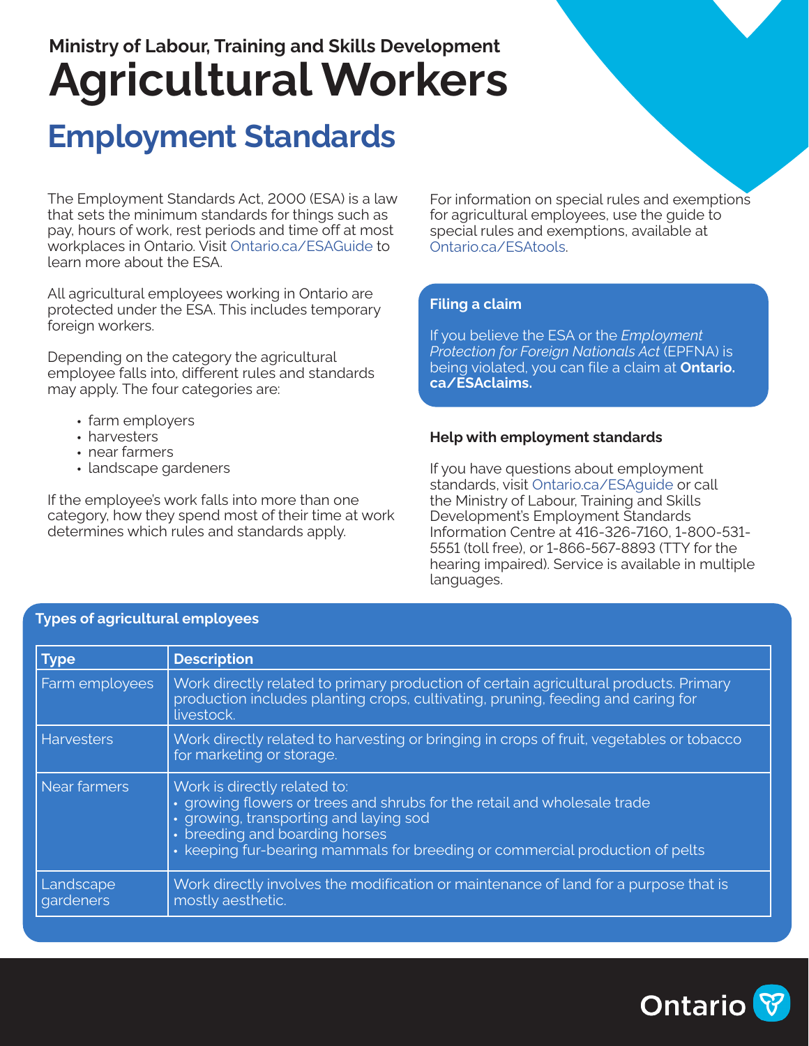Ministry of Labour, Training and Skills Development

# Agricultural Workers

## Employment Standards

The Employment Standards Act, 2000 (ESA) is a law that sets the minimum standards for things such as pay, hours of work, rest periods and time off at most workplaces in Ontario. Visit Ontario.ca/ESAGuide to learn more about the ESA.

All agricultural employees working in Ontario are protected under the ESA. This includes temporary foreign workers.

Depending on the category the agricultural employee falls into, different rules and standards may apply. The four categories are:

- farm employers
- harvesters
- near farmers
- landscape gardeners

If the employee's work falls into more than one category, how they spend most of their time at work determines which rules and standards apply.

For information on special rules and exemptions for agricultural employees, use the guide to special rules and exemptions, available at Ontario.ca/ESAtools.

### Filing a claim

If you believe the ESA or the *Employment Protection for Foreign Nationals Act* (EPFNA) is being violated, you can file a claim at **Ontario.ca/ESAclaims.**

### Help with employment standards

If you have questions about employment standards, visit Ontario.ca/ESAguide or call the Ministry of Labour, Training and Skills Development's Employment Standards Information Centre at 416-326-7160, 1-800-531-5551 (toll free), or 1-866-567-8893 (TTY for the hearing impaired). Service is available in multiple languages.

### Types of agricultural employees

| Type | Description |
|---|---|
| Farm employees | Work directly related to primary production of certain agricultural products. Primary production includes planting crops, cultivating, pruning, feeding and caring for livestock. |
| Harvesters | Work directly related to harvesting or bringing in crops of fruit, vegetables or tobacco for marketing or storage. |
| Near farmers | Work is directly related to:<br>• growing flowers or trees and shrubs for the retail and wholesale trade<br>• growing, transporting and laying sod<br>• breeding and boarding horses<br>• keeping fur-bearing mammals for breeding or commercial production of pelts |
| Landscape gardeners | Work directly involves the modification or maintenance of land for a purpose that is mostly aesthetic. |

Ontario